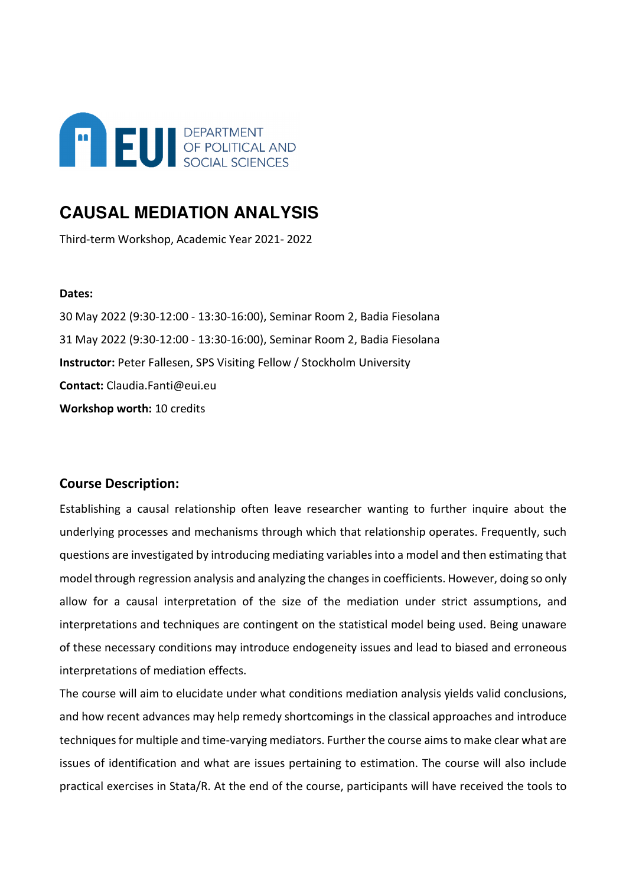DEPARTMENT OF POLITICAL AND SOCIAL SCIENCES

# CAUSAL MEDIATION ANALYSIS

Third-term Workshop, Academic Year 2021- 2022

**Dates:**

30 May 2022 (9:30-12:00 - 13:30-16:00), Seminar Room 2, Badia Fiesolana

31 May 2022 (9:30-12:00 - 13:30-16:00), Seminar Room 2, Badia Fiesolana

**Instructor:** Peter Fallesen, SPS Visiting Fellow / Stockholm University

**Contact:** Claudia.Fanti@eui.eu

**Workshop worth:** 10 credits

## Course Description:

Establishing a causal relationship often leave researcher wanting to further inquire about the underlying processes and mechanisms through which that relationship operates. Frequently, such questions are investigated by introducing mediating variables into a model and then estimating that model through regression analysis and analyzing the changes in coefficients. However, doing so only allow for a causal interpretation of the size of the mediation under strict assumptions, and interpretations and techniques are contingent on the statistical model being used. Being unaware of these necessary conditions may introduce endogeneity issues and lead to biased and erroneous interpretations of mediation effects.

The course will aim to elucidate under what conditions mediation analysis yields valid conclusions, and how recent advances may help remedy shortcomings in the classical approaches and introduce techniques for multiple and time-varying mediators. Further the course aims to make clear what are issues of identification and what are issues pertaining to estimation. The course will also include practical exercises in Stata/R. At the end of the course, participants will have received the tools to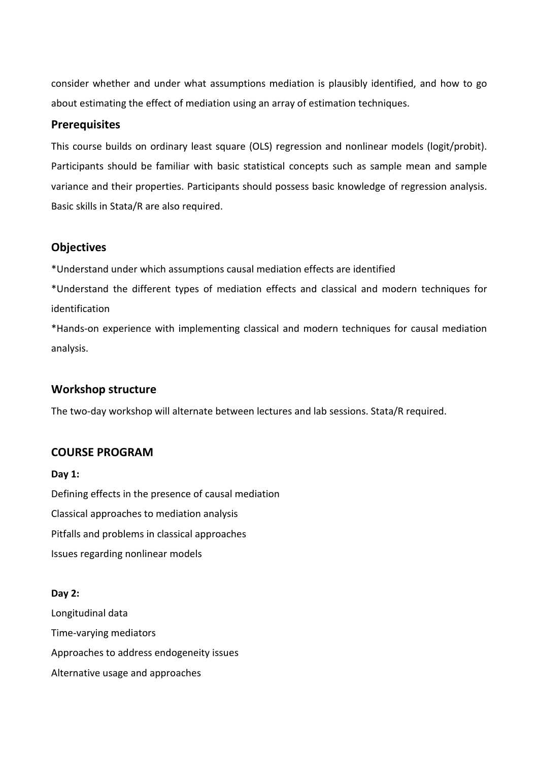consider whether and under what assumptions mediation is plausibly identified, and how to go about estimating the effect of mediation using an array of estimation techniques.

## Prerequisites

This course builds on ordinary least square (OLS) regression and nonlinear models (logit/probit). Participants should be familiar with basic statistical concepts such as sample mean and sample variance and their properties. Participants should possess basic knowledge of regression analysis. Basic skills in Stata/R are also required.

## Objectives

*Understand under which assumptions causal mediation effects are identified

*Understand the different types of mediation effects and classical and modern techniques for identification

*Hands-on experience with implementing classical and modern techniques for causal mediation analysis.

## Workshop structure

The two-day workshop will alternate between lectures and lab sessions. Stata/R required.

## COURSE PROGRAM

**Day 1:**

Defining effects in the presence of causal mediation

Classical approaches to mediation analysis

Pitfalls and problems in classical approaches

Issues regarding nonlinear models

**Day 2:**

Longitudinal data

Time-varying mediators

Approaches to address endogeneity issues

Alternative usage and approaches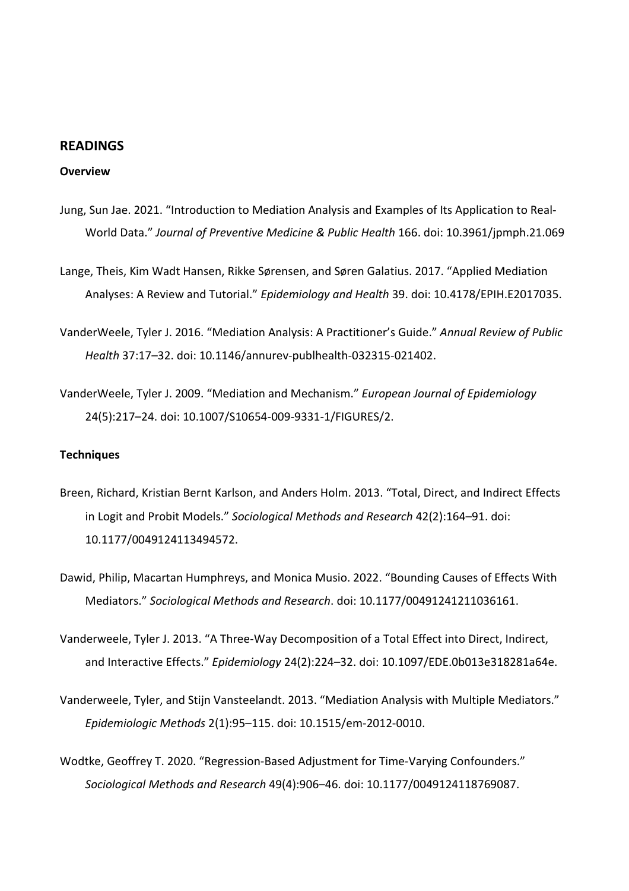## READINGS

### Overview

Jung, Sun Jae. 2021. "Introduction to Mediation Analysis and Examples of Its Application to Real-World Data." *Journal of Preventive Medicine & Public Health* 166. doi: 10.3961/jpmph.21.069

Lange, Theis, Kim Wadt Hansen, Rikke Sørensen, and Søren Galatius. 2017. "Applied Mediation Analyses: A Review and Tutorial." *Epidemiology and Health* 39. doi: 10.4178/EPIH.E2017035.

VanderWeele, Tyler J. 2016. "Mediation Analysis: A Practitioner's Guide." *Annual Review of Public Health* 37:17–32. doi: 10.1146/annurev-publhealth-032315-021402.

VanderWeele, Tyler J. 2009. "Mediation and Mechanism." *European Journal of Epidemiology* 24(5):217–24. doi: 10.1007/S10654-009-9331-1/FIGURES/2.

### Techniques

Breen, Richard, Kristian Bernt Karlson, and Anders Holm. 2013. "Total, Direct, and Indirect Effects in Logit and Probit Models." *Sociological Methods and Research* 42(2):164–91. doi: 10.1177/0049124113494572.

Dawid, Philip, Macartan Humphreys, and Monica Musio. 2022. "Bounding Causes of Effects With Mediators." *Sociological Methods and Research*. doi: 10.1177/00491241211036161.

Vanderweele, Tyler J. 2013. "A Three-Way Decomposition of a Total Effect into Direct, Indirect, and Interactive Effects." *Epidemiology* 24(2):224–32. doi: 10.1097/EDE.0b013e318281a64e.

Vanderweele, Tyler, and Stijn Vansteelandt. 2013. "Mediation Analysis with Multiple Mediators." *Epidemiologic Methods* 2(1):95–115. doi: 10.1515/em-2012-0010.

Wodtke, Geoffrey T. 2020. "Regression-Based Adjustment for Time-Varying Confounders." *Sociological Methods and Research* 49(4):906–46. doi: 10.1177/0049124118769087.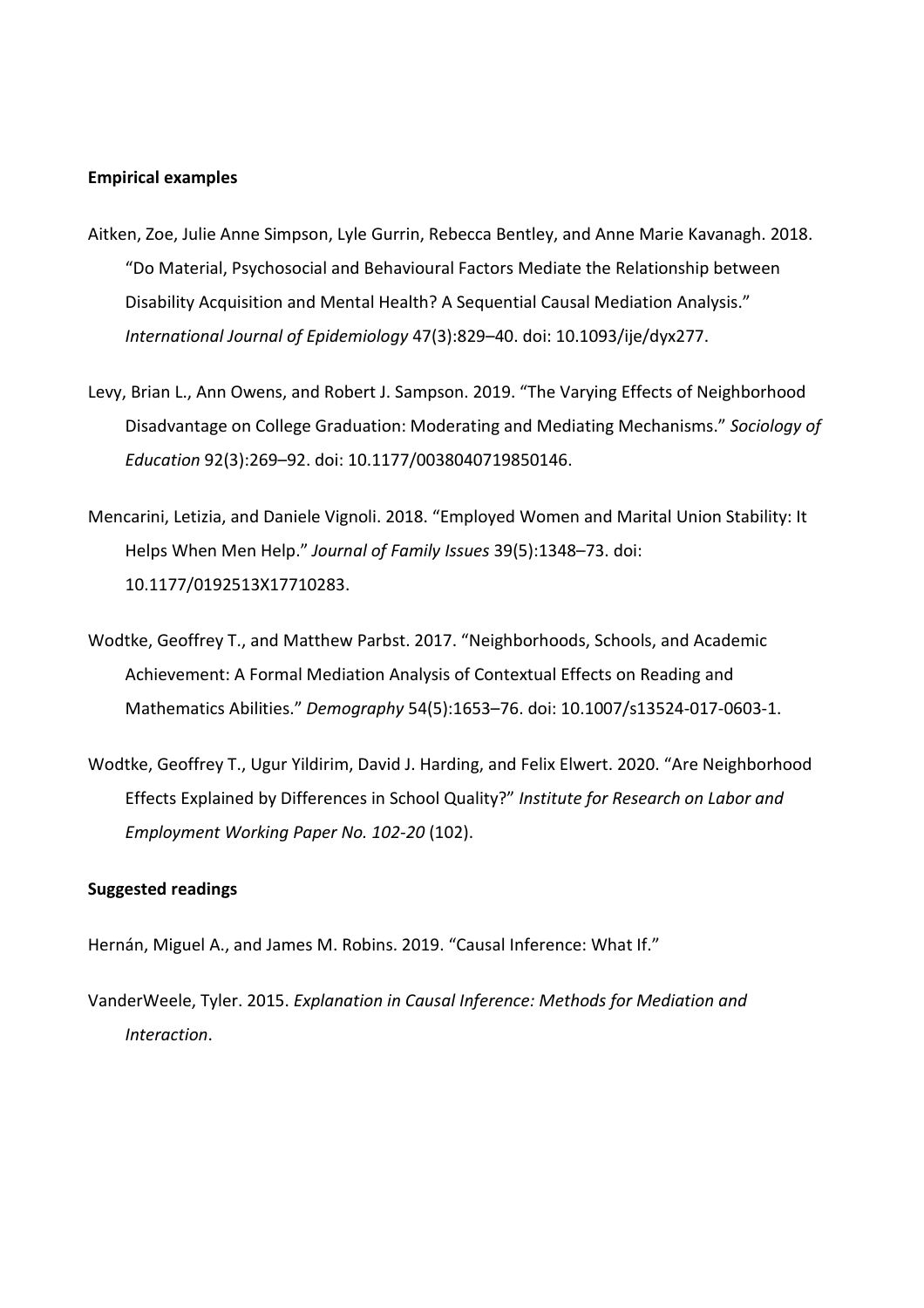**Empirical examples**

Aitken, Zoe, Julie Anne Simpson, Lyle Gurrin, Rebecca Bentley, and Anne Marie Kavanagh. 2018. "Do Material, Psychosocial and Behavioural Factors Mediate the Relationship between Disability Acquisition and Mental Health? A Sequential Causal Mediation Analysis." *International Journal of Epidemiology* 47(3):829–40. doi: 10.1093/ije/dyx277.

Levy, Brian L., Ann Owens, and Robert J. Sampson. 2019. "The Varying Effects of Neighborhood Disadvantage on College Graduation: Moderating and Mediating Mechanisms." *Sociology of Education* 92(3):269–92. doi: 10.1177/0038040719850146.

Mencarini, Letizia, and Daniele Vignoli. 2018. "Employed Women and Marital Union Stability: It Helps When Men Help." *Journal of Family Issues* 39(5):1348–73. doi: 10.1177/0192513X17710283.

Wodtke, Geoffrey T., and Matthew Parbst. 2017. "Neighborhoods, Schools, and Academic Achievement: A Formal Mediation Analysis of Contextual Effects on Reading and Mathematics Abilities." *Demography* 54(5):1653–76. doi: 10.1007/s13524-017-0603-1.

Wodtke, Geoffrey T., Ugur Yildirim, David J. Harding, and Felix Elwert. 2020. "Are Neighborhood Effects Explained by Differences in School Quality?" *Institute for Research on Labor and Employment Working Paper No. 102-20* (102).

**Suggested readings**

Hernán, Miguel A., and James M. Robins. 2019. "Causal Inference: What If."

VanderWeele, Tyler. 2015. *Explanation in Causal Inference: Methods for Mediation and Interaction*.